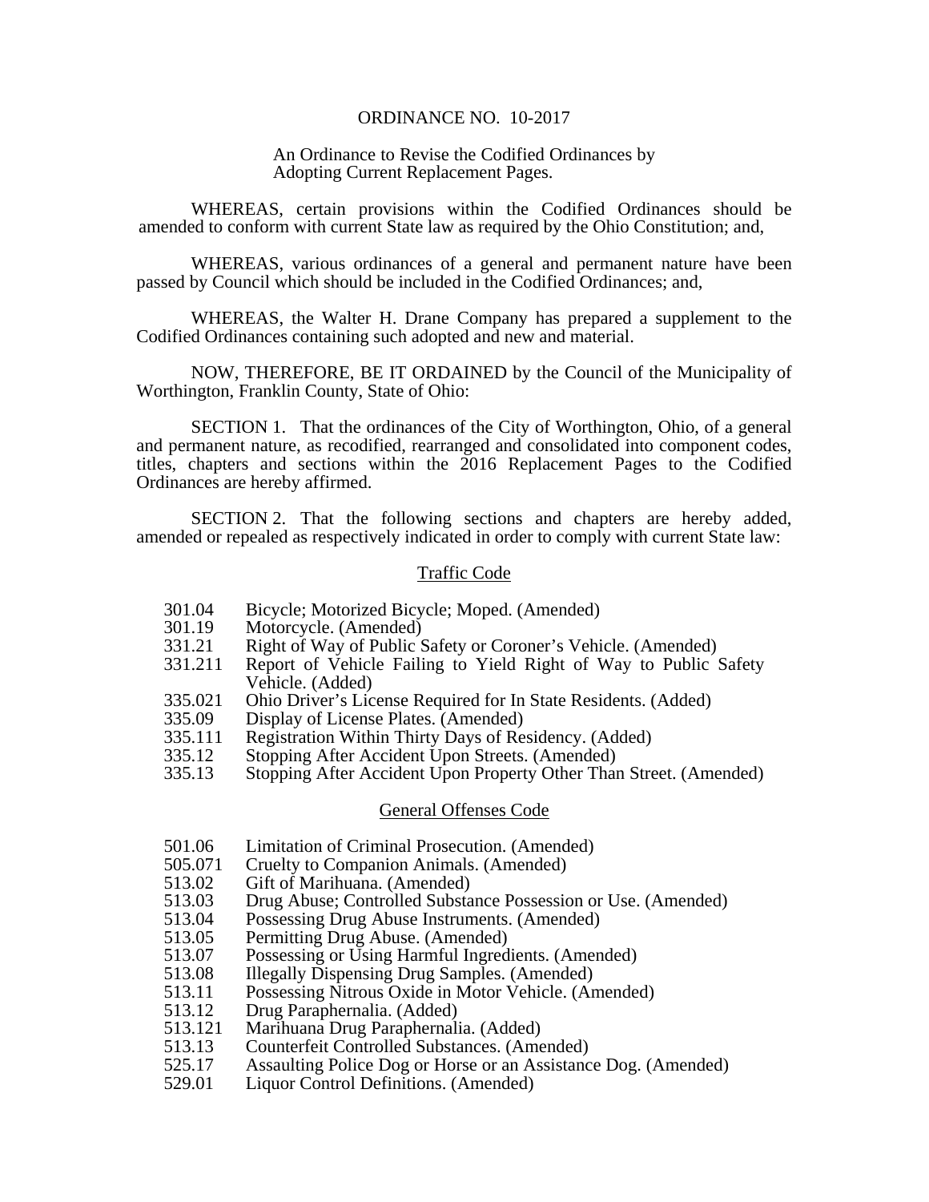# ORDINANCE NO. 10-2017

An Ordinance to Revise the Codified Ordinances by Adopting Current Replacement Pages.

WHEREAS, certain provisions within the Codified Ordinances should be amended to conform with current State law as required by the Ohio Constitution; and,

WHEREAS, various ordinances of a general and permanent nature have been passed by Council which should be included in the Codified Ordinances; and,

WHEREAS, the Walter H. Drane Company has prepared a supplement to the Codified Ordinances containing such adopted and new and material.

NOW, THEREFORE, BE IT ORDAINED by the Council of the Municipality of Worthington, Franklin County, State of Ohio:

SECTION 1. That the ordinances of the City of Worthington, Ohio, of a general and permanent nature, as recodified, rearranged and consolidated into component codes, titles, chapters and sections within the 2016 Replacement Pages to the Codified Ordinances are hereby affirmed.

SECTION 2. That the following sections and chapters are hereby added, amended or repealed as respectively indicated in order to comply with current State law:

## Traffic Code

| | |
|---|---|
| 301.04 | Bicycle; Motorized Bicycle; Moped. (Amended) |
| 301.19 | Motorcycle. (Amended) |
| 331.21 | Right of Way of Public Safety or Coroner's Vehicle. (Amended) |
| 331.211 | Report of Vehicle Failing to Yield Right of Way to Public Safety Vehicle. (Added) |
| 335.021 | Ohio Driver's License Required for In State Residents. (Added) |
| 335.09 | Display of License Plates. (Amended) |
| 335.111 | Registration Within Thirty Days of Residency. (Added) |
| 335.12 | Stopping After Accident Upon Streets. (Amended) |
| 335.13 | Stopping After Accident Upon Property Other Than Street. (Amended) |

## General Offenses Code

| | |
|---|---|
| 501.06 | Limitation of Criminal Prosecution. (Amended) |
| 505.071 | Cruelty to Companion Animals. (Amended) |
| 513.02 | Gift of Marihuana. (Amended) |
| 513.03 | Drug Abuse; Controlled Substance Possession or Use. (Amended) |
| 513.04 | Possessing Drug Abuse Instruments. (Amended) |
| 513.05 | Permitting Drug Abuse. (Amended) |
| 513.07 | Possessing or Using Harmful Ingredients. (Amended) |
| 513.08 | Illegally Dispensing Drug Samples. (Amended) |
| 513.11 | Possessing Nitrous Oxide in Motor Vehicle. (Amended) |
| 513.12 | Drug Paraphernalia. (Added) |
| 513.121 | Marihuana Drug Paraphernalia. (Added) |
| 513.13 | Counterfeit Controlled Substances. (Amended) |
| 525.17 | Assaulting Police Dog or Horse or an Assistance Dog. (Amended) |
| 529.01 | Liquor Control Definitions. (Amended) |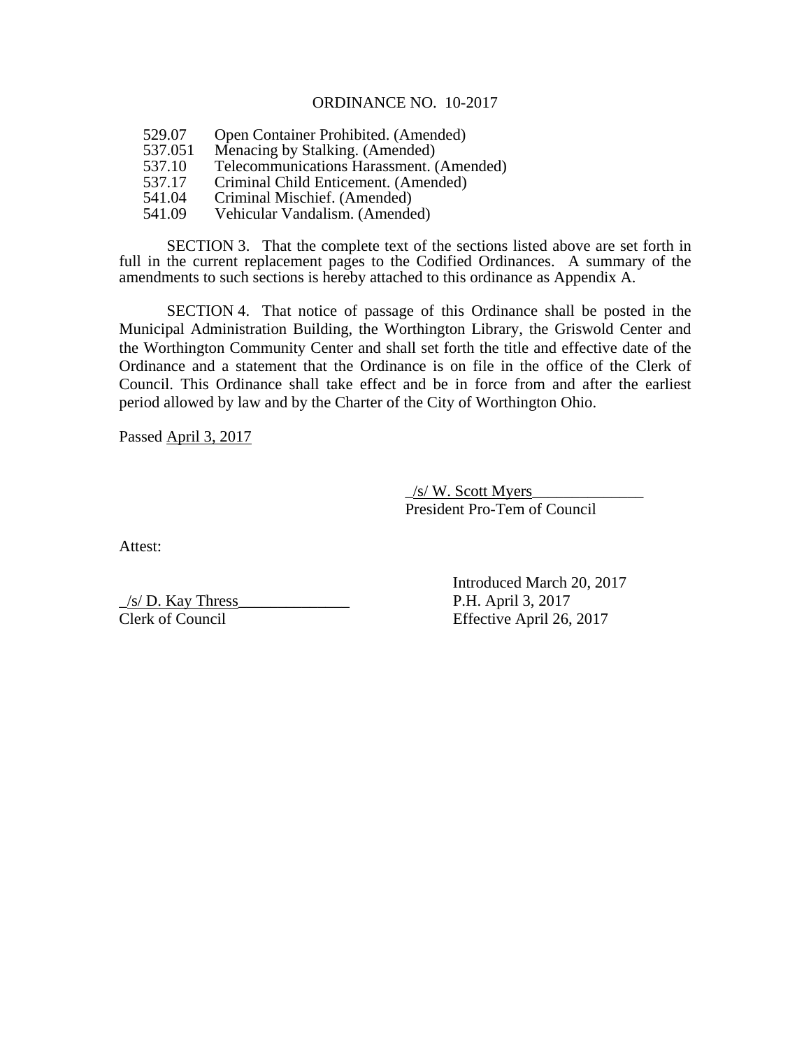ORDINANCE NO. 10-2017

| | |
|---|---|
| 529.07 | Open Container Prohibited. (Amended) |
| 537.051 | Menacing by Stalking. (Amended) |
| 537.10 | Telecommunications Harassment. (Amended) |
| 537.17 | Criminal Child Enticement. (Amended) |
| 541.04 | Criminal Mischief. (Amended) |
| 541.09 | Vehicular Vandalism. (Amended) |

SECTION 3. That the complete text of the sections listed above are set forth in full in the current replacement pages to the Codified Ordinances. A summary of the amendments to such sections is hereby attached to this ordinance as Appendix A.

SECTION 4. That notice of passage of this Ordinance shall be posted in the Municipal Administration Building, the Worthington Library, the Griswold Center and the Worthington Community Center and shall set forth the title and effective date of the Ordinance and a statement that the Ordinance is on file in the office of the Clerk of Council. This Ordinance shall take effect and be in force from and after the earliest period allowed by law and by the Charter of the City of Worthington Ohio.

Passed April 3, 2017

_/s/ W. Scott Myers______________
President Pro-Tem of Council

Attest:

_/s/ D. Kay Thress______________
Clerk of Council

Introduced March 20, 2017
P.H. April 3, 2017
Effective April 26, 2017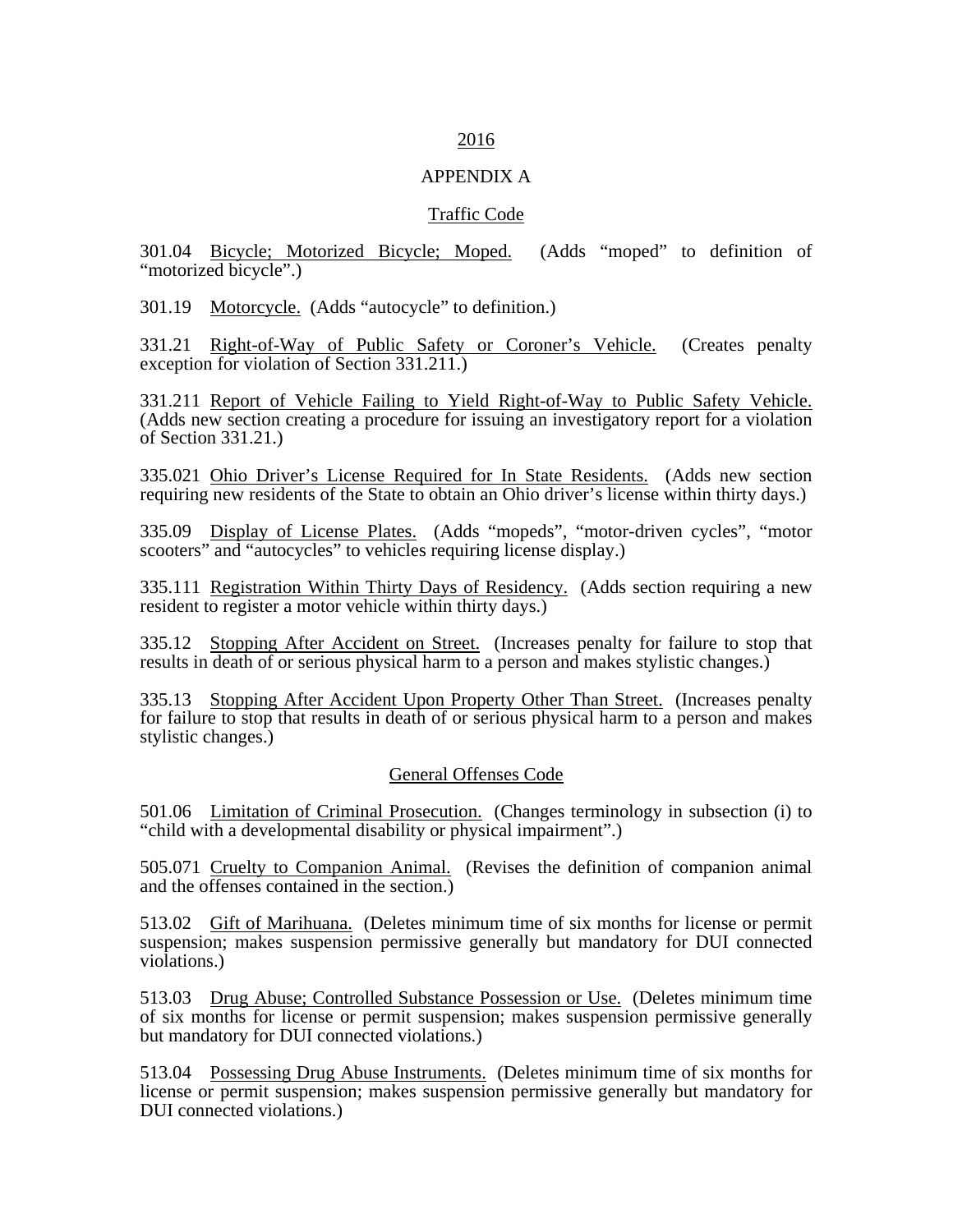2016

# APPENDIX A

## Traffic Code

301.04 Bicycle; Motorized Bicycle; Moped. (Adds “moped” to definition of “motorized bicycle”.)

301.19 Motorcycle. (Adds “autocycle” to definition.)

331.21 Right-of-Way of Public Safety or Coroner’s Vehicle. (Creates penalty exception for violation of Section 331.211.)

331.211 Report of Vehicle Failing to Yield Right-of-Way to Public Safety Vehicle. (Adds new section creating a procedure for issuing an investigatory report for a violation of Section 331.21.)

335.021 Ohio Driver’s License Required for In State Residents. (Adds new section requiring new residents of the State to obtain an Ohio driver’s license within thirty days.)

335.09 Display of License Plates. (Adds “mopeds”, “motor-driven cycles”, “motor scooters” and “autocycles” to vehicles requiring license display.)

335.111 Registration Within Thirty Days of Residency. (Adds section requiring a new resident to register a motor vehicle within thirty days.)

335.12 Stopping After Accident on Street. (Increases penalty for failure to stop that results in death of or serious physical harm to a person and makes stylistic changes.)

335.13 Stopping After Accident Upon Property Other Than Street. (Increases penalty for failure to stop that results in death of or serious physical harm to a person and makes stylistic changes.)

## General Offenses Code

501.06 Limitation of Criminal Prosecution. (Changes terminology in subsection (i) to “child with a developmental disability or physical impairment”.)

505.071 Cruelty to Companion Animal. (Revises the definition of companion animal and the offenses contained in the section.)

513.02 Gift of Marihuana. (Deletes minimum time of six months for license or permit suspension; makes suspension permissive generally but mandatory for DUI connected violations.)

513.03 Drug Abuse; Controlled Substance Possession or Use. (Deletes minimum time of six months for license or permit suspension; makes suspension permissive generally but mandatory for DUI connected violations.)

513.04 Possessing Drug Abuse Instruments. (Deletes minimum time of six months for license or permit suspension; makes suspension permissive generally but mandatory for DUI connected violations.)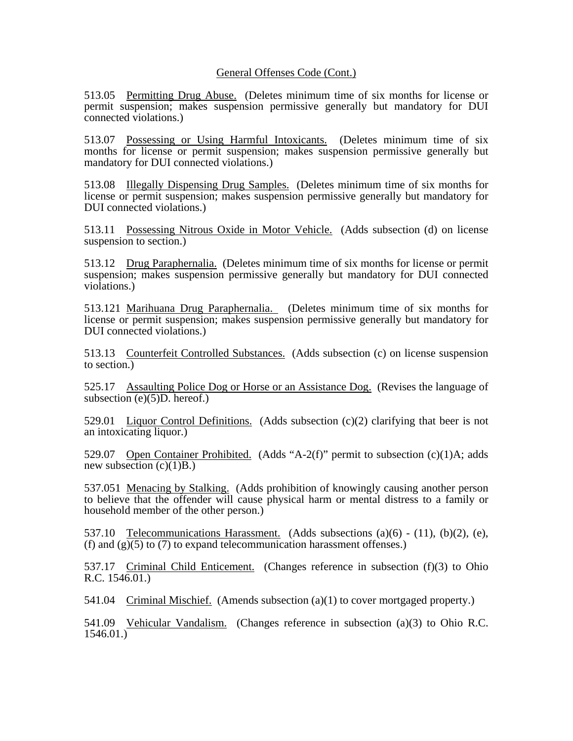General Offenses Code (Cont.)

513.05 Permitting Drug Abuse. (Deletes minimum time of six months for license or permit suspension; makes suspension permissive generally but mandatory for DUI connected violations.)

513.07 Possessing or Using Harmful Intoxicants. (Deletes minimum time of six months for license or permit suspension; makes suspension permissive generally but mandatory for DUI connected violations.)

513.08 Illegally Dispensing Drug Samples. (Deletes minimum time of six months for license or permit suspension; makes suspension permissive generally but mandatory for DUI connected violations.)

513.11 Possessing Nitrous Oxide in Motor Vehicle. (Adds subsection (d) on license suspension to section.)

513.12 Drug Paraphernalia. (Deletes minimum time of six months for license or permit suspension; makes suspension permissive generally but mandatory for DUI connected violations.)

513.121 Marihuana Drug Paraphernalia. (Deletes minimum time of six months for license or permit suspension; makes suspension permissive generally but mandatory for DUI connected violations.)

513.13 Counterfeit Controlled Substances. (Adds subsection (c) on license suspension to section.)

525.17 Assaulting Police Dog or Horse or an Assistance Dog. (Revises the language of subsection (e)(5)D. hereof.)

529.01 Liquor Control Definitions. (Adds subsection (c)(2) clarifying that beer is not an intoxicating liquor.)

529.07 Open Container Prohibited. (Adds "A-2(f)" permit to subsection (c)(1)A; adds new subsection (c)(1)B.)

537.051 Menacing by Stalking. (Adds prohibition of knowingly causing another person to believe that the offender will cause physical harm or mental distress to a family or household member of the other person.)

537.10 Telecommunications Harassment. (Adds subsections (a)(6) - (11), (b)(2), (e), (f) and (g)(5) to (7) to expand telecommunication harassment offenses.)

537.17 Criminal Child Enticement. (Changes reference in subsection (f)(3) to Ohio R.C. 1546.01.)

541.04 Criminal Mischief. (Amends subsection (a)(1) to cover mortgaged property.)

541.09 Vehicular Vandalism. (Changes reference in subsection (a)(3) to Ohio R.C. 1546.01.)